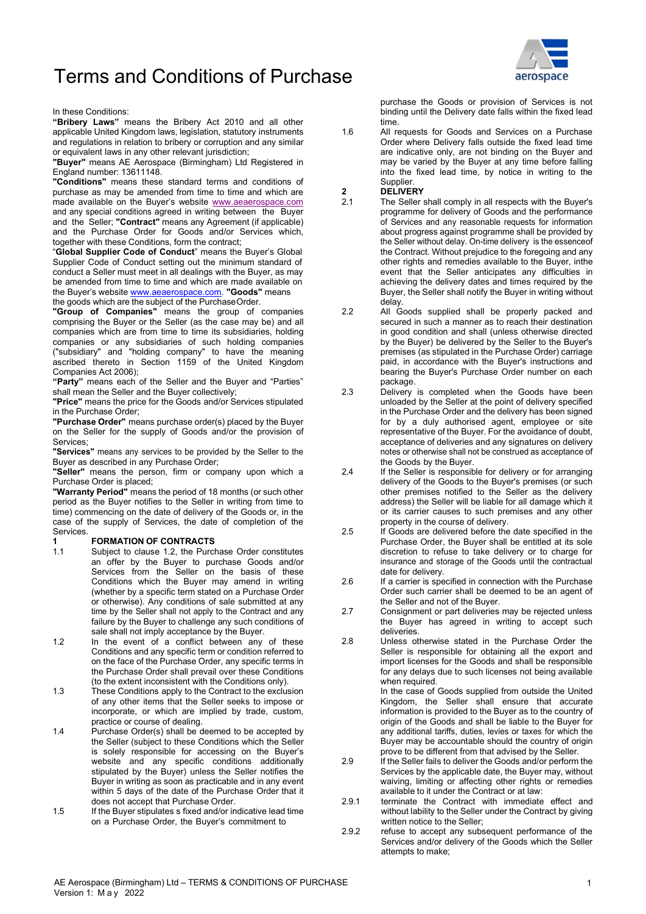# Terms and Conditions of Purchase

In these Conditions:

**"Bribery Laws"** means the Bribery Act 2010 and all other applicable United Kingdom laws, legislation, statutory instruments and regulations in relation to bribery or corruption and any similar or equivalent laws in any other relevant jurisdiction;

**"Buyer"** means AE Aerospace (Birmingham) Ltd Registered in England number: 13611148.

**"Conditions"** means these standard terms and conditions of purchase as may be amended from time to time and which are made available on the Buyer's website www.aeaerospace.com and any special conditions agreed in writing between the Buyer and the Seller; **"Contract"** means any Agreement (if applicable) and the Purchase Order for Goods and/or Services which, together with these Conditions, form the contract;

"**Global Supplier Code of Conduct**" means the Buyer's Global Supplier Code of Conduct setting out the minimum standard of conduct a Seller must meet in all dealings with the Buyer, as may be amended from time to time and which are made available on the Buyer's website www.aeaerospace.com. **"Goods"** means the goods which are the subject of the Purchase Order.

**"Group of Companies"** means the group of companies comprising the Buyer or the Seller (as the case may be) and all companies which are from time to time its subsidiaries, holding companies or any subsidiaries of such holding companies ("subsidiary" and "holding company" to have the meaning ascribed thereto in Section 1159 of the United Kingdom Companies Act 2006);

**"Party"** means each of the Seller and the Buyer and "Parties" shall mean the Seller and the Buyer collectively;

**"Price"** means the price for the Goods and/or Services stipulated in the Purchase Order;

**"Purchase Order"** means purchase order(s) placed by the Buyer on the Seller for the supply of Goods and/or the provision of Services;

**"Services"** means any services to be provided by the Seller to the Buyer as described in any Purchase Order;

**"Seller"** means the person, firm or company upon which a Purchase Order is placed;

**"Warranty Period"** means the period of 18 months (or such other period as the Buyer notifies to the Seller in writing from time to time) commencing on the date of delivery of the Goods or, in the case of the supply of Services, the date of completion of the Services.

## 1 FORMATION OF CONTRACTS

1.1 Subject to clause 1.2, the Purchase Order constitutes an offer by the Buyer to purchase Goods and/or Services from the Seller on the basis of these Conditions which the Buyer may amend in writing (whether by a specific term stated on a Purchase Order or otherwise). Any conditions of sale submitted at any time by the Seller shall not apply to the Contract and any failure by the Buyer to challenge any such conditions of sale shall not imply acceptance by the Buyer.

1.2 In the event of a conflict between any of these Conditions and any specific term or condition referred to on the face of the Purchase Order, any specific terms in the Purchase Order shall prevail over these Conditions (to the extent inconsistent with the Conditions only).

1.3 These Conditions apply to the Contract to the exclusion of any other items that the Seller seeks to impose or incorporate, or which are implied by trade, custom, practice or course of dealing.

1.4 Purchase Order(s) shall be deemed to be accepted by the Seller (subject to these Conditions which the Seller is solely responsible for accessing on the Buyer's website and any specific conditions additionally stipulated by the Buyer) unless the Seller notifies the Buyer in writing as soon as practicable and in any event within 5 days of the date of the Purchase Order that it does not accept that Purchase Order.

1.5 If the Buyer stipulates s fixed and/or indicative lead time on a Purchase Order, the Buyer's commitment to purchase the Goods or provision of Services is not binding until the Delivery date falls within the fixed lead time.

1.6 All requests for Goods and Services on a Purchase Order where Delivery falls outside the fixed lead time are indicative only, are not binding on the Buyer and may be varied by the Buyer at any time before falling into the fixed lead time, by notice in writing to the Supplier.

## 2 DELIVERY

2.1 The Seller shall comply in all respects with the Buyer's programme for delivery of Goods and the performance of Services and any reasonable requests for information about progress against programme shall be provided by the Seller without delay. On-time delivery is the essenceof the Contract. Without prejudice to the foregoing and any other rights and remedies available to the Buyer, inthe event that the Seller anticipates any difficulties in achieving the delivery dates and times required by the Buyer, the Seller shall notify the Buyer in writing without delay.

2.2 All Goods supplied shall be properly packed and secured in such a manner as to reach their destination in good condition and shall (unless otherwise directed by the Buyer) be delivered by the Seller to the Buyer's premises (as stipulated in the Purchase Order) carriage paid, in accordance with the Buyer's instructions and bearing the Buyer's Purchase Order number on each package.

2.3 Delivery is completed when the Goods have been unloaded by the Seller at the point of delivery specified in the Purchase Order and the delivery has been signed for by a duly authorised agent, employee or site representative of the Buyer. For the avoidance of doubt, acceptance of deliveries and any signatures on delivery notes or otherwise shall not be construed as acceptance of the Goods by the Buyer.

2.4 If the Seller is responsible for delivery or for arranging delivery of the Goods to the Buyer's premises (or such other premises notified to the Seller as the delivery address) the Seller will be liable for all damage which it or its carrier causes to such premises and any other property in the course of delivery.

2.5 If Goods are delivered before the date specified in the Purchase Order, the Buyer shall be entitled at its sole discretion to refuse to take delivery or to charge for insurance and storage of the Goods until the contractual date for delivery.

2.6 If a carrier is specified in connection with the Purchase Order such carrier shall be deemed to be an agent of the Seller and not of the Buyer.

2.7 Consignment or part deliveries may be rejected unless the Buyer has agreed in writing to accept such deliveries.

2.8 Unless otherwise stated in the Purchase Order the Seller is responsible for obtaining all the export and import licenses for the Goods and shall be responsible for any delays due to such licenses not being available when required.

In the case of Goods supplied from outside the United Kingdom, the Seller shall ensure that accurate information is provided to the Buyer as to the country of origin of the Goods and shall be liable to the Buyer for any additional tariffs, duties, levies or taxes for which the Buyer may be accountable should the country of origin prove to be different from that advised by the Seller.

2.9 If the Seller fails to deliver the Goods and/or perform the Services by the applicable date, the Buyer may, without waiving, limiting or affecting other rights or remedies available to it under the Contract or at law:

2.9.1 terminate the Contract with immediate effect and without lability to the Seller under the Contract by giving written notice to the Seller;

2.9.2 refuse to accept any subsequent performance of the Services and/or delivery of the Goods which the Seller attempts to make;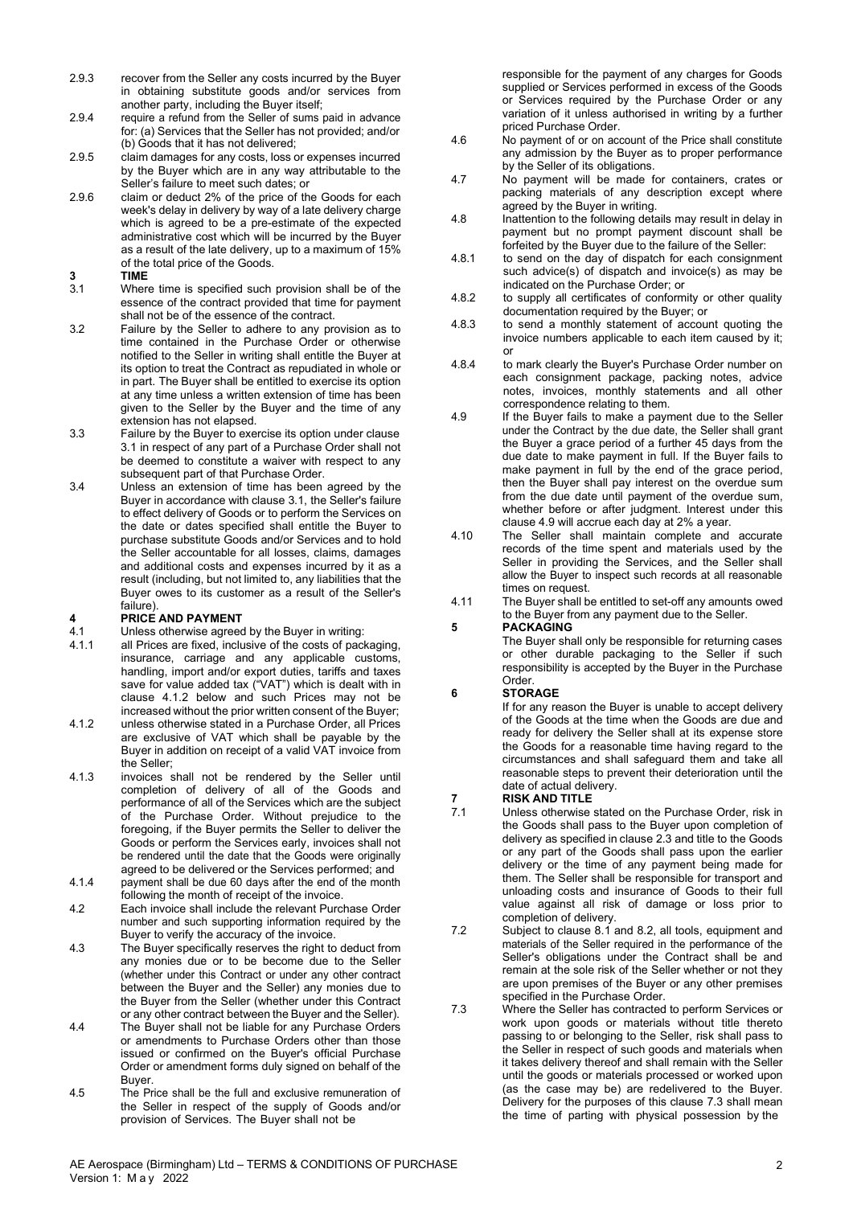2.9.3 recover from the Seller any costs incurred by the Buyer in obtaining substitute goods and/or services from another party, including the Buyer itself;

2.9.4 require a refund from the Seller of sums paid in advance for: (a) Services that the Seller has not provided; and/or (b) Goods that it has not delivered;

2.9.5 claim damages for any costs, loss or expenses incurred by the Buyer which are in any way attributable to the Seller's failure to meet such dates; or

2.9.6 claim or deduct 2% of the price of the Goods for each week's delay in delivery by way of a late delivery charge which is agreed to be a pre-estimate of the expected administrative cost which will be incurred by the Buyer as a result of the late delivery, up to a maximum of 15% of the total price of the Goods.

## 3 TIME

3.1 Where time is specified such provision shall be of the essence of the contract provided that time for payment shall not be of the essence of the contract.

3.2 Failure by the Seller to adhere to any provision as to time contained in the Purchase Order or otherwise notified to the Seller in writing shall entitle the Buyer at its option to treat the Contract as repudiated in whole or in part. The Buyer shall be entitled to exercise its option at any time unless a written extension of time has been given to the Seller by the Buyer and the time of any extension has not elapsed.

3.3 Failure by the Buyer to exercise its option under clause 3.1 in respect of any part of a Purchase Order shall not be deemed to constitute a waiver with respect to any subsequent part of that Purchase Order.

3.4 Unless an extension of time has been agreed by the Buyer in accordance with clause 3.1, the Seller's failure to effect delivery of Goods or to perform the Services on the date or dates specified shall entitle the Buyer to purchase substitute Goods and/or Services and to hold the Seller accountable for all losses, claims, damages and additional costs and expenses incurred by it as a result (including, but not limited to, any liabilities that the Buyer owes to its customer as a result of the Seller's failure).

## 4 PRICE AND PAYMENT

4.1 Unless otherwise agreed by the Buyer in writing:

4.1.1 all Prices are fixed, inclusive of the costs of packaging, insurance, carriage and any applicable customs, handling, import and/or export duties, tariffs and taxes save for value added tax ("VAT") which is dealt with in clause 4.1.2 below and such Prices may not be increased without the prior written consent of the Buyer;

4.1.2 unless otherwise stated in a Purchase Order, all Prices are exclusive of VAT which shall be payable by the Buyer in addition on receipt of a valid VAT invoice from the Seller;

4.1.3 invoices shall not be rendered by the Seller until completion of delivery of all of the Goods and performance of all of the Services which are the subject of the Purchase Order. Without prejudice to the foregoing, if the Buyer permits the Seller to deliver the Goods or perform the Services early, invoices shall not be rendered until the date that the Goods were originally agreed to be delivered or the Services performed; and

4.1.4 payment shall be due 60 days after the end of the month following the month of receipt of the invoice.

4.2 Each invoice shall include the relevant Purchase Order number and such supporting information required by the Buyer to verify the accuracy of the invoice.

4.3 The Buyer specifically reserves the right to deduct from any monies due or to be become due to the Seller (whether under this Contract or under any other contract between the Buyer and the Seller) any monies due to the Buyer from the Seller (whether under this Contract or any other contract between the Buyer and the Seller).

4.4 The Buyer shall not be liable for any Purchase Orders or amendments to Purchase Orders other than those issued or confirmed on the Buyer's official Purchase Order or amendment forms duly signed on behalf of the Buyer.

4.5 The Price shall be the full and exclusive remuneration of the Seller in respect of the supply of Goods and/or provision of Services. The Buyer shall not be responsible for the payment of any charges for Goods supplied or Services performed in excess of the Goods or Services required by the Purchase Order or any variation of it unless authorised in writing by a further priced Purchase Order.

4.6 No payment of or on account of the Price shall constitute any admission by the Buyer as to proper performance by the Seller of its obligations.

4.7 No payment will be made for containers, crates or packing materials of any description except where agreed by the Buyer in writing.

4.8 Inattention to the following details may result in delay in payment but no prompt payment discount shall be forfeited by the Buyer due to the failure of the Seller:

4.8.1 to send on the day of dispatch for each consignment such advice(s) of dispatch and invoice(s) as may be indicated on the Purchase Order; or

4.8.2 to supply all certificates of conformity or other quality documentation required by the Buyer; or

4.8.3 to send a monthly statement of account quoting the invoice numbers applicable to each item caused by it; or

4.8.4 to mark clearly the Buyer's Purchase Order number on each consignment package, packing notes, advice notes, invoices, monthly statements and all other correspondence relating to them.

4.9 If the Buyer fails to make a payment due to the Seller under the Contract by the due date, the Seller shall grant the Buyer a grace period of a further 45 days from the due date to make payment in full. If the Buyer fails to make payment in full by the end of the grace period, then the Buyer shall pay interest on the overdue sum from the due date until payment of the overdue sum, whether before or after judgment. Interest under this clause 4.9 will accrue each day at 2% a year.

4.10 The Seller shall maintain complete and accurate records of the time spent and materials used by the Seller in providing the Services, and the Seller shall allow the Buyer to inspect such records at all reasonable times on request.

4.11 The Buyer shall be entitled to set-off any amounts owed to the Buyer from any payment due to the Seller.

## 5 PACKAGING

The Buyer shall only be responsible for returning cases or other durable packaging to the Seller if such responsibility is accepted by the Buyer in the Purchase Order.

## 6 STORAGE

If for any reason the Buyer is unable to accept delivery of the Goods at the time when the Goods are due and ready for delivery the Seller shall at its expense store the Goods for a reasonable time having regard to the circumstances and shall safeguard them and take all reasonable steps to prevent their deterioration until the date of actual delivery.

## 7 RISK AND TITLE

7.1 Unless otherwise stated on the Purchase Order, risk in the Goods shall pass to the Buyer upon completion of delivery as specified in clause 2.3 and title to the Goods or any part of the Goods shall pass upon the earlier delivery or the time of any payment being made for them. The Seller shall be responsible for transport and unloading costs and insurance of Goods to their full value against all risk of damage or loss prior to completion of delivery.

7.2 Subject to clause 8.1 and 8.2, all tools, equipment and materials of the Seller required in the performance of the Seller's obligations under the Contract shall be and remain at the sole risk of the Seller whether or not they are upon premises of the Buyer or any other premises specified in the Purchase Order.

7.3 Where the Seller has contracted to perform Services or work upon goods or materials without title thereto passing to or belonging to the Seller, risk shall pass to the Seller in respect of such goods and materials when it takes delivery thereof and shall remain with the Seller until the goods or materials processed or worked upon (as the case may be) are redelivered to the Buyer. Delivery for the purposes of this clause 7.3 shall mean the time of parting with physical possession by the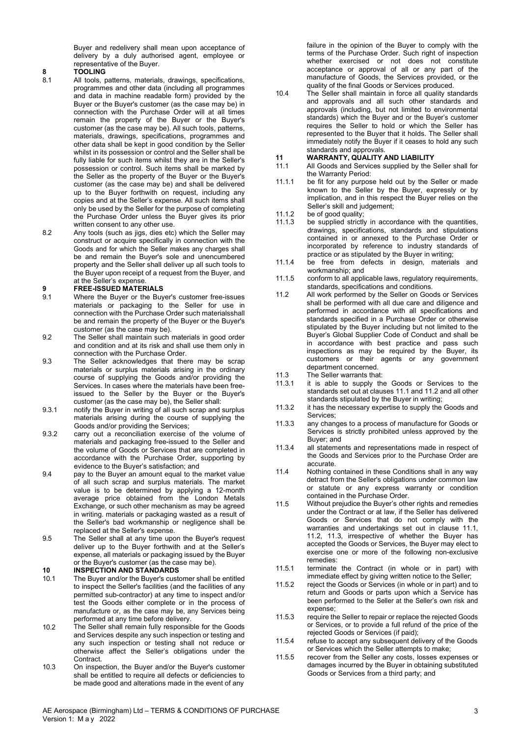Buyer and redelivery shall mean upon acceptance of delivery by a duly authorised agent, employee or representative of the Buyer.

## 8 TOOLING

8.1 All tools, patterns, materials, drawings, specifications, programmes and other data (including all programmes and data in machine readable form) provided by the Buyer or the Buyer's customer (as the case may be) in connection with the Purchase Order will at all times remain the property of the Buyer or the Buyer's customer (as the case may be). All such tools, patterns, materials, drawings, specifications, programmes and other data shall be kept in good condition by the Seller whilst in its possession or control and the Seller shall be fully liable for such items whilst they are in the Seller's possession or control. Such items shall be marked by the Seller as the property of the Buyer or the Buyer's customer (as the case may be) and shall be delivered up to the Buyer forthwith on request, including any copies and at the Seller's expense. All such items shall only be used by the Seller for the purpose of completing the Purchase Order unless the Buyer gives its prior written consent to any other use.

8.2 Any tools (such as jigs, dies etc) which the Seller may construct or acquire specifically in connection with the Goods and for which the Seller makes any charges shall be and remain the Buyer's sole and unencumbered property and the Seller shall deliver up all such tools to the Buyer upon receipt of a request from the Buyer, and at the Seller's expense.

## 9 FREE-ISSUED MATERIALS

9.1 Where the Buyer or the Buyer's customer free-issues materials or packaging to the Seller for use in connection with the Purchase Order such materialsshall be and remain the property of the Buyer or the Buyer's customer (as the case may be).

9.2 The Seller shall maintain such materials in good order and condition and at its risk and shall use them only in connection with the Purchase Order.

9.3 The Seller acknowledges that there may be scrap materials or surplus materials arising in the ordinary course of supplying the Goods and/or providing the Services. In cases where the materials have been free-issued to the Seller by the Buyer or the Buyer's customer (as the case may be), the Seller shall:

9.3.1 notify the Buyer in writing of all such scrap and surplus materials arising during the course of supplying the Goods and/or providing the Services;

9.3.2 carry out a reconciliation exercise of the volume of materials and packaging free-issued to the Seller and the volume of Goods or Services that are completed in accordance with the Purchase Order, supporting by evidence to the Buyer's satisfaction; and

9.4 pay to the Buyer an amount equal to the market value of all such scrap and surplus materials. The market value is to be determined by applying a 12-month average price obtained from the London Metals Exchange, or such other mechanism as may be agreed in writing. materials or packaging wasted as a result of the Seller's bad workmanship or negligence shall be replaced at the Seller's expense.

9.5 The Seller shall at any time upon the Buyer's request deliver up to the Buyer forthwith and at the Seller's expense, all materials or packaging issued by the Buyer or the Buyer's customer (as the case may be).

## 10 INSPECTION AND STANDARDS

10.1 The Buyer and/or the Buyer's customer shall be entitled to inspect the Seller's facilities (and the facilities of any permitted sub-contractor) at any time to inspect and/or test the Goods either complete or in the process of manufacture or, as the case may be, any Services being performed at any time before delivery.

10.2 The Seller shall remain fully responsible for the Goods and Services despite any such inspection or testing and any such inspection or testing shall not reduce or otherwise affect the Seller's obligations under the Contract.

10.3 On inspection, the Buyer and/or the Buyer's customer shall be entitled to require all defects or deficiencies to be made good and alterations made in the event of any failure in the opinion of the Buyer to comply with the terms of the Purchase Order. Such right of inspection whether exercised or not does not constitute acceptance or approval of all or any part of the manufacture of Goods, the Services provided, or the quality of the final Goods or Services produced.

10.4 The Seller shall maintain in force all quality standards and approvals and all such other standards and approvals (including, but not limited to environmental standards) which the Buyer and or the Buyer's customer requires the Seller to hold or which the Seller has represented to the Buyer that it holds. The Seller shall immediately notify the Buyer if it ceases to hold any such standards and approvals.

## 11 WARRANTY, QUALITY AND LIABILITY

11.1 All Goods and Services supplied by the Seller shall for the Warranty Period:

11.1.1 be fit for any purpose held out by the Seller or made known to the Seller by the Buyer, expressly or by implication, and in this respect the Buyer relies on the Seller's skill and judgement;

11.1.2 be of good quality;

11.1.3 be supplied strictly in accordance with the quantities, drawings, specifications, standards and stipulations contained in or annexed to the Purchase Order or incorporated by reference to industry standards of practice or as stipulated by the Buyer in writing;

11.1.4 be free from defects in design, materials and workmanship; and

11.1.5 conform to all applicable laws, regulatory requirements, standards, specifications and conditions.

11.2 All work performed by the Seller on Goods or Services shall be performed with all due care and diligence and performed in accordance with all specifications and standards specified in a Purchase Order or otherwise stipulated by the Buyer including but not limited to the Buyer's Global Supplier Code of Conduct and shall be in accordance with best practice and pass such inspections as may be required by the Buyer, its customers or their agents or any government department concerned.

11.3 The Seller warrants that:

11.3.1 it is able to supply the Goods or Services to the standards set out at clauses 11.1 and 11.2 and all other standards stipulated by the Buyer in writing;

11.3.2 it has the necessary expertise to supply the Goods and Services;

11.3.3 any changes to a process of manufacture for Goods or Services is strictly prohibited unless approved by the Buyer; and

11.3.4 all statements and representations made in respect of the Goods and Services prior to the Purchase Order are accurate.

11.4 Nothing contained in these Conditions shall in any way detract from the Seller's obligations under common law or statute or any express warranty or condition contained in the Purchase Order.

11.5 Without prejudice the Buyer's other rights and remedies under the Contract or at law, if the Seller has delivered Goods or Services that do not comply with the warranties and undertakings set out in clause 11.1, 11.2, 11.3, irrespective of whether the Buyer has accepted the Goods or Services, the Buyer may elect to exercise one or more of the following non-exclusive remedies:

11.5.1 terminate the Contract (in whole or in part) with immediate effect by giving written notice to the Seller;

11.5.2 reject the Goods or Services (in whole or in part) and to return and Goods or parts upon which a Service has been performed to the Seller at the Seller's own risk and expense;

11.5.3 require the Seller to repair or replace the rejected Goods or Services, or to provide a full refund of the price of the rejected Goods or Services (if paid);

11.5.4 refuse to accept any subsequent delivery of the Goods or Services which the Seller attempts to make;

11.5.5 recover from the Seller any costs, losses expenses or damages incurred by the Buyer in obtaining substituted Goods or Services from a third party; and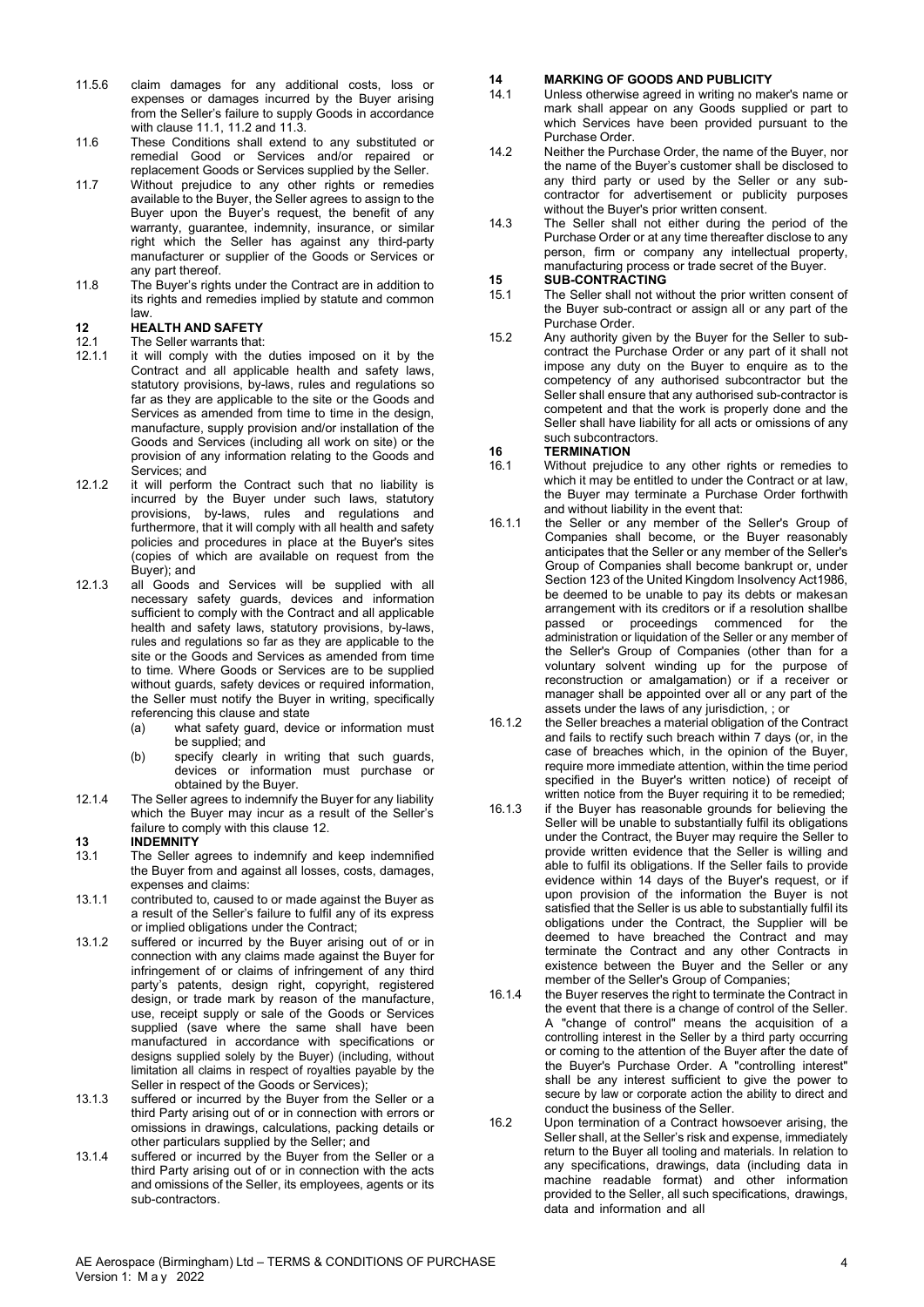11.5.6 claim damages for any additional costs, loss or expenses or damages incurred by the Buyer arising from the Seller's failure to supply Goods in accordance with clause 11.1, 11.2 and 11.3.

11.6 These Conditions shall extend to any substituted or remedial Good or Services and/or repaired or replacement Goods or Services supplied by the Seller.

11.7 Without prejudice to any other rights or remedies available to the Buyer, the Seller agrees to assign to the Buyer upon the Buyer's request, the benefit of any warranty, guarantee, indemnity, insurance, or similar right which the Seller has against any third-party manufacturer or supplier of the Goods or Services or any part thereof.

11.8 The Buyer's rights under the Contract are in addition to its rights and remedies implied by statute and common law.

## 12 HEALTH AND SAFETY

12.1 The Seller warrants that:

12.1.1 it will comply with the duties imposed on it by the Contract and all applicable health and safety laws, statutory provisions, by-laws, rules and regulations so far as they are applicable to the site or the Goods and Services as amended from time to time in the design, manufacture, supply provision and/or installation of the Goods and Services (including all work on site) or the provision of any information relating to the Goods and Services; and

12.1.2 it will perform the Contract such that no liability is incurred by the Buyer under such laws, statutory provisions, by-laws, rules and regulations and furthermore, that it will comply with all health and safety policies and procedures in place at the Buyer's sites (copies of which are available on request from the Buyer); and

12.1.3 all Goods and Services will be supplied with all necessary safety guards, devices and information sufficient to comply with the Contract and all applicable health and safety laws, statutory provisions, by-laws, rules and regulations so far as they are applicable to the site or the Goods and Services as amended from time to time. Where Goods or Services are to be supplied without guards, safety devices or required information, the Seller must notify the Buyer in writing, specifically referencing this clause and state

(a) what safety guard, device or information must be supplied; and

(b) specify clearly in writing that such guards, devices or information must purchase or obtained by the Buyer.

12.1.4 The Seller agrees to indemnify the Buyer for any liability which the Buyer may incur as a result of the Seller's failure to comply with this clause 12.

## 13 INDEMNITY

13.1 The Seller agrees to indemnify and keep indemnified the Buyer from and against all losses, costs, damages, expenses and claims:

13.1.1 contributed to, caused to or made against the Buyer as a result of the Seller's failure to fulfil any of its express or implied obligations under the Contract;

13.1.2 suffered or incurred by the Buyer arising out of or in connection with any claims made against the Buyer for infringement of or claims of infringement of any third party's patents, design right, copyright, registered design, or trade mark by reason of the manufacture, use, receipt supply or sale of the Goods or Services supplied (save where the same shall have been manufactured in accordance with specifications or designs supplied solely by the Buyer) (including, without limitation all claims in respect of royalties payable by the Seller in respect of the Goods or Services);

13.1.3 suffered or incurred by the Buyer from the Seller or a third Party arising out of or in connection with errors or omissions in drawings, calculations, packing details or other particulars supplied by the Seller; and

13.1.4 suffered or incurred by the Buyer from the Seller or a third Party arising out of or in connection with the acts and omissions of the Seller, its employees, agents or its sub-contractors.

## 14 MARKING OF GOODS AND PUBLICITY

14.1 Unless otherwise agreed in writing no maker's name or mark shall appear on any Goods supplied or part to which Services have been provided pursuant to the Purchase Order.

14.2 Neither the Purchase Order, the name of the Buyer, nor the name of the Buyer's customer shall be disclosed to any third party or used by the Seller or any sub-contractor for advertisement or publicity purposes without the Buyer's prior written consent.

14.3 The Seller shall not either during the period of the Purchase Order or at any time thereafter disclose to any person, firm or company any intellectual property, manufacturing process or trade secret of the Buyer.

## 15 SUB-CONTRACTING

15.1 The Seller shall not without the prior written consent of the Buyer sub-contract or assign all or any part of the Purchase Order.

15.2 Any authority given by the Buyer for the Seller to sub-contract the Purchase Order or any part of it shall not impose any duty on the Buyer to enquire as to the competency of any authorised subcontractor but the Seller shall ensure that any authorised sub-contractor is competent and that the work is properly done and the Seller shall have liability for all acts or omissions of any such subcontractors.

## 16 TERMINATION

16.1 Without prejudice to any other rights or remedies to which it may be entitled to under the Contract or at law, the Buyer may terminate a Purchase Order forthwith and without liability in the event that:

16.1.1 the Seller or any member of the Seller's Group of Companies shall become, or the Buyer reasonably anticipates that the Seller or any member of the Seller's Group of Companies shall become bankrupt or, under Section 123 of the United Kingdom Insolvency Act1986, be deemed to be unable to pay its debts or makesan arrangement with its creditors or if a resolution shallbe passed or proceedings commenced for the administration or liquidation of the Seller or any member of the Seller's Group of Companies (other than for a voluntary solvent winding up for the purpose of reconstruction or amalgamation) or if a receiver or manager shall be appointed over all or any part of the assets under the laws of any jurisdiction, ; or

16.1.2 the Seller breaches a material obligation of the Contract and fails to rectify such breach within 7 days (or, in the case of breaches which, in the opinion of the Buyer, require more immediate attention, within the time period specified in the Buyer's written notice) of receipt of written notice from the Buyer requiring it to be remedied;

16.1.3 if the Buyer has reasonable grounds for believing the Seller will be unable to substantially fulfil its obligations under the Contract, the Buyer may require the Seller to provide written evidence that the Seller is willing and able to fulfil its obligations. If the Seller fails to provide evidence within 14 days of the Buyer's request, or if upon provision of the information the Buyer is not satisfied that the Seller is us able to substantially fulfil its obligations under the Contract, the Supplier will be deemed to have breached the Contract and may terminate the Contract and any other Contracts in existence between the Buyer and the Seller or any member of the Seller's Group of Companies;

16.1.4 the Buyer reserves the right to terminate the Contract in the event that there is a change of control of the Seller. A "change of control" means the acquisition of a controlling interest in the Seller by a third party occurring or coming to the attention of the Buyer after the date of the Buyer's Purchase Order. A "controlling interest" shall be any interest sufficient to give the power to secure by law or corporate action the ability to direct and conduct the business of the Seller.

16.2 Upon termination of a Contract howsoever arising, the Seller shall, at the Seller's risk and expense, immediately return to the Buyer all tooling and materials. In relation to any specifications, drawings, data (including data in machine readable format) and other information provided to the Seller, all such specifications, drawings, data and information and all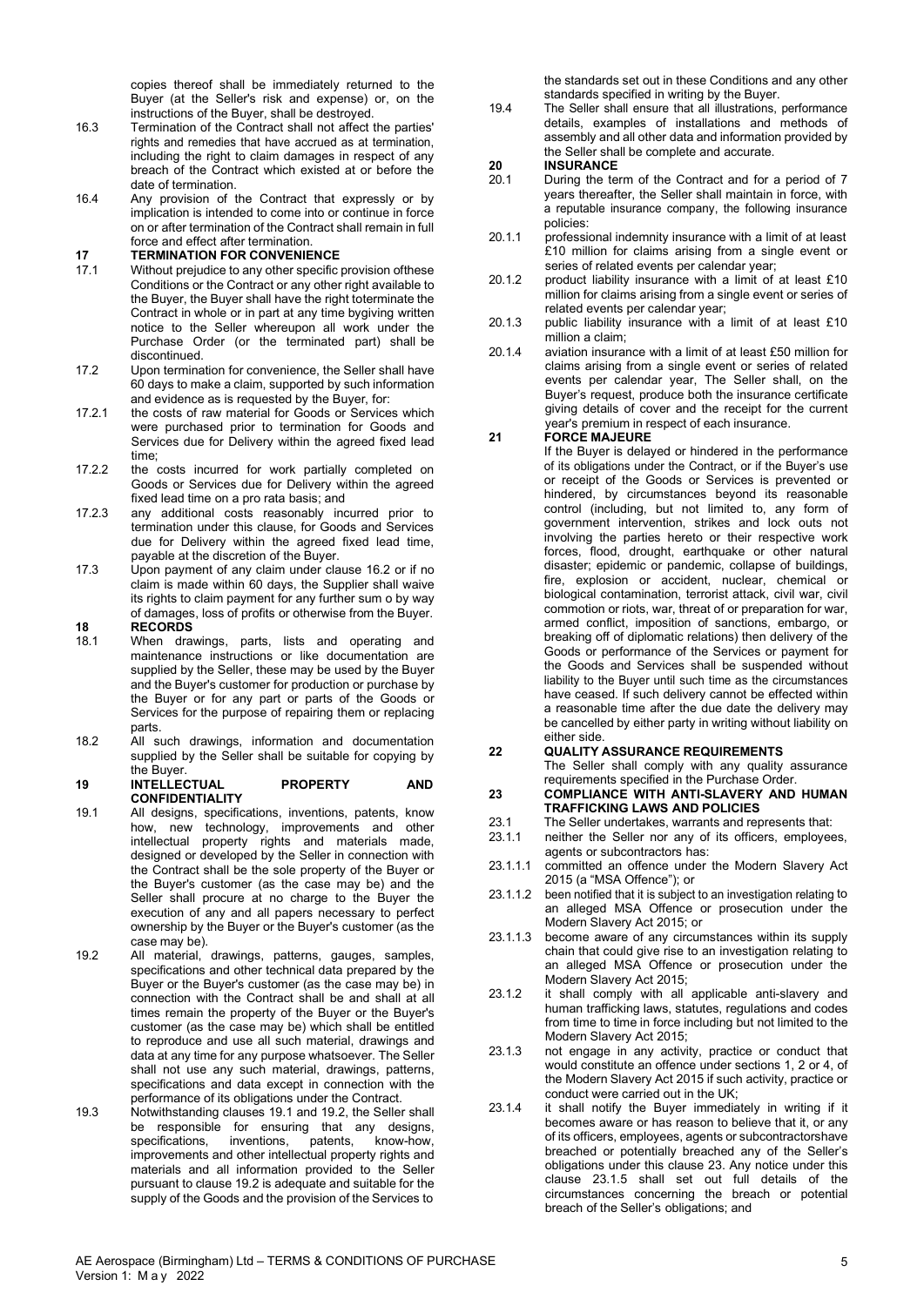copies thereof shall be immediately returned to the Buyer (at the Seller's risk and expense) or, on the instructions of the Buyer, shall be destroyed.

16.3 Termination of the Contract shall not affect the parties' rights and remedies that have accrued as at termination, including the right to claim damages in respect of any breach of the Contract which existed at or before the date of termination.

16.4 Any provision of the Contract that expressly or by implication is intended to come into or continue in force on or after termination of the Contract shall remain in full force and effect after termination.

## 17 TERMINATION FOR CONVENIENCE

17.1 Without prejudice to any other specific provision ofthese Conditions or the Contract or any other right available to the Buyer, the Buyer shall have the right toterminate the Contract in whole or in part at any time bygiving written notice to the Seller whereupon all work under the Purchase Order (or the terminated part) shall be discontinued.

17.2 Upon termination for convenience, the Seller shall have 60 days to make a claim, supported by such information and evidence as is requested by the Buyer, for:

17.2.1 the costs of raw material for Goods or Services which were purchased prior to termination for Goods and Services due for Delivery within the agreed fixed lead time;

17.2.2 the costs incurred for work partially completed on Goods or Services due for Delivery within the agreed fixed lead time on a pro rata basis; and

17.2.3 any additional costs reasonably incurred prior to termination under this clause, for Goods and Services due for Delivery within the agreed fixed lead time, payable at the discretion of the Buyer.

17.3 Upon payment of any claim under clause 16.2 or if no claim is made within 60 days, the Supplier shall waive its rights to claim payment for any further sum o by way of damages, loss of profits or otherwise from the Buyer.

## 18 RECORDS

18.1 When drawings, parts, lists and operating and maintenance instructions or like documentation are supplied by the Seller, these may be used by the Buyer and the Buyer's customer for production or purchase by the Buyer or for any part or parts of the Goods or Services for the purpose of repairing them or replacing parts.

18.2 All such drawings, information and documentation supplied by the Seller shall be suitable for copying by the Buyer.

## 19 INTELLECTUAL PROPERTY AND CONFIDENTIALITY

19.1 All designs, specifications, inventions, patents, know how, new technology, improvements and other intellectual property rights and materials made, designed or developed by the Seller in connection with the Contract shall be the sole property of the Buyer or the Buyer's customer (as the case may be) and the Seller shall procure at no charge to the Buyer the execution of any and all papers necessary to perfect ownership by the Buyer or the Buyer's customer (as the case may be).

19.2 All material, drawings, patterns, gauges, samples, specifications and other technical data prepared by the Buyer or the Buyer's customer (as the case may be) in connection with the Contract shall be and shall at all times remain the property of the Buyer or the Buyer's customer (as the case may be) which shall be entitled to reproduce and use all such material, drawings and data at any time for any purpose whatsoever. The Seller shall not use any such material, drawings, patterns, specifications and data except in connection with the performance of its obligations under the Contract.

19.3 Notwithstanding clauses 19.1 and 19.2, the Seller shall be responsible for ensuring that any designs, specifications, inventions, patents, know-how, improvements and other intellectual property rights and materials and all information provided to the Seller pursuant to clause 19.2 is adequate and suitable for the supply of the Goods and the provision of the Services to the standards set out in these Conditions and any other standards specified in writing by the Buyer.

19.4 The Seller shall ensure that all illustrations, performance details, examples of installations and methods of assembly and all other data and information provided by the Seller shall be complete and accurate.

## 20 INSURANCE

20.1 During the term of the Contract and for a period of 7 years thereafter, the Seller shall maintain in force, with a reputable insurance company, the following insurance policies:

20.1.1 professional indemnity insurance with a limit of at least £10 million for claims arising from a single event or series of related events per calendar year;

20.1.2 product liability insurance with a limit of at least £10 million for claims arising from a single event or series of related events per calendar year;

20.1.3 public liability insurance with a limit of at least £10 million a claim;

20.1.4 aviation insurance with a limit of at least £50 million for claims arising from a single event or series of related events per calendar year, The Seller shall, on the Buyer's request, produce both the insurance certificate giving details of cover and the receipt for the current year's premium in respect of each insurance.

## 21 FORCE MAJEURE

If the Buyer is delayed or hindered in the performance of its obligations under the Contract, or if the Buyer's use or receipt of the Goods or Services is prevented or hindered, by circumstances beyond its reasonable control (including, but not limited to, any form of government intervention, strikes and lock outs not involving the parties hereto or their respective work forces, flood, drought, earthquake or other natural disaster; epidemic or pandemic, collapse of buildings, fire, explosion or accident, nuclear, chemical or biological contamination, terrorist attack, civil war, civil commotion or riots, war, threat of or preparation for war, armed conflict, imposition of sanctions, embargo, or breaking off of diplomatic relations) then delivery of the Goods or performance of the Services or payment for the Goods and Services shall be suspended without liability to the Buyer until such time as the circumstances have ceased. If such delivery cannot be effected within a reasonable time after the due date the delivery may be cancelled by either party in writing without liability on either side.

## 22 QUALITY ASSURANCE REQUIREMENTS

The Seller shall comply with any quality assurance requirements specified in the Purchase Order.

## 23 COMPLIANCE WITH ANTI-SLAVERY AND HUMAN TRAFFICKING LAWS AND POLICIES

23.1 The Seller undertakes, warrants and represents that:

23.1.1 neither the Seller nor any of its officers, employees, agents or subcontractors has:

23.1.1.1 committed an offence under the Modern Slavery Act 2015 (a "MSA Offence"); or

23.1.1.2 been notified that it is subject to an investigation relating to an alleged MSA Offence or prosecution under the Modern Slavery Act 2015; or

23.1.1.3 become aware of any circumstances within its supply chain that could give rise to an investigation relating to an alleged MSA Offence or prosecution under the Modern Slavery Act 2015;

23.1.2 it shall comply with all applicable anti-slavery and human trafficking laws, statutes, regulations and codes from time to time in force including but not limited to the Modern Slavery Act 2015;

23.1.3 not engage in any activity, practice or conduct that would constitute an offence under sections 1, 2 or 4, of the Modern Slavery Act 2015 if such activity, practice or conduct were carried out in the UK;

23.1.4 it shall notify the Buyer immediately in writing if it becomes aware or has reason to believe that it, or any of its officers, employees, agents or subcontractorshave breached or potentially breached any of the Seller's obligations under this clause 23. Any notice under this clause 23.1.5 shall set out full details of the circumstances concerning the breach or potential breach of the Seller's obligations; and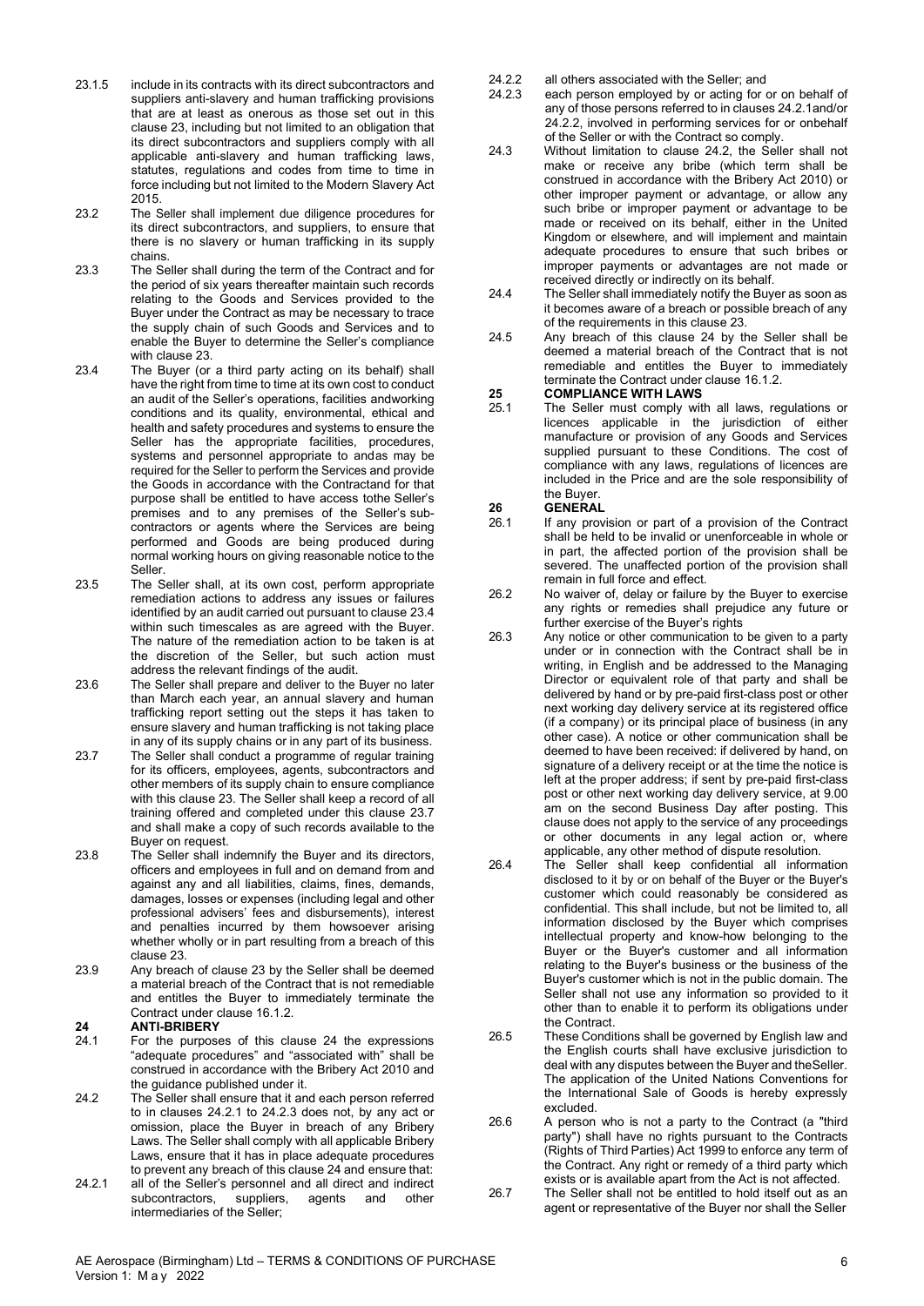23.1.5 include in its contracts with its direct subcontractors and suppliers anti-slavery and human trafficking provisions that are at least as onerous as those set out in this clause 23, including but not limited to an obligation that its direct subcontractors and suppliers comply with all applicable anti-slavery and human trafficking laws, statutes, regulations and codes from time to time in force including but not limited to the Modern Slavery Act 2015.

23.2 The Seller shall implement due diligence procedures for its direct subcontractors, and suppliers, to ensure that there is no slavery or human trafficking in its supply chains.

23.3 The Seller shall during the term of the Contract and for the period of six years thereafter maintain such records relating to the Goods and Services provided to the Buyer under the Contract as may be necessary to trace the supply chain of such Goods and Services and to enable the Buyer to determine the Seller's compliance with clause 23.

23.4 The Buyer (or a third party acting on its behalf) shall have the right from time to time at its own cost to conduct an audit of the Seller's operations, facilities andworking conditions and its quality, environmental, ethical and health and safety procedures and systems to ensure the Seller has the appropriate facilities, procedures, systems and personnel appropriate to andas may be required for the Seller to perform the Services and provide the Goods in accordance with the Contractand for that purpose shall be entitled to have access tothe Seller's premises and to any premises of the Seller's sub-contractors or agents where the Services are being performed and Goods are being produced during normal working hours on giving reasonable notice to the Seller.

23.5 The Seller shall, at its own cost, perform appropriate remediation actions to address any issues or failures identified by an audit carried out pursuant to clause 23.4 within such timescales as are agreed with the Buyer. The nature of the remediation action to be taken is at the discretion of the Seller, but such action must address the relevant findings of the audit.

23.6 The Seller shall prepare and deliver to the Buyer no later than March each year, an annual slavery and human trafficking report setting out the steps it has taken to ensure slavery and human trafficking is not taking place in any of its supply chains or in any part of its business.

23.7 The Seller shall conduct a programme of regular training for its officers, employees, agents, subcontractors and other members of its supply chain to ensure compliance with this clause 23. The Seller shall keep a record of all training offered and completed under this clause 23.7 and shall make a copy of such records available to the Buyer on request.

23.8 The Seller shall indemnify the Buyer and its directors, officers and employees in full and on demand from and against any and all liabilities, claims, fines, demands, damages, losses or expenses (including legal and other professional advisers' fees and disbursements), interest and penalties incurred by them howsoever arising whether wholly or in part resulting from a breach of this clause 23.

23.9 Any breach of clause 23 by the Seller shall be deemed a material breach of the Contract that is not remediable and entitles the Buyer to immediately terminate the Contract under clause 16.1.2.

## 24 ANTI-BRIBERY

24.1 For the purposes of this clause 24 the expressions "adequate procedures" and "associated with" shall be construed in accordance with the Bribery Act 2010 and the guidance published under it.

24.2 The Seller shall ensure that it and each person referred to in clauses 24.2.1 to 24.2.3 does not, by any act or omission, place the Buyer in breach of any Bribery Laws. The Seller shall comply with all applicable Bribery Laws, ensure that it has in place adequate procedures to prevent any breach of this clause 24 and ensure that:

24.2.1 all of the Seller's personnel and all direct and indirect subcontractors, suppliers, agents and other intermediaries of the Seller;

24.2.2 all others associated with the Seller; and

24.2.3 each person employed by or acting for or on behalf of any of those persons referred to in clauses 24.2.1and/or 24.2.2, involved in performing services for or onbehalf of the Seller or with the Contract so comply.

24.3 Without limitation to clause 24.2, the Seller shall not make or receive any bribe (which term shall be construed in accordance with the Bribery Act 2010) or other improper payment or advantage, or allow any such bribe or improper payment or advantage to be made or received on its behalf, either in the United Kingdom or elsewhere, and will implement and maintain adequate procedures to ensure that such bribes or improper payments or advantages are not made or received directly or indirectly on its behalf.

24.4 The Seller shall immediately notify the Buyer as soon as it becomes aware of a breach or possible breach of any of the requirements in this clause 23.

24.5 Any breach of this clause 24 by the Seller shall be deemed a material breach of the Contract that is not remediable and entitles the Buyer to immediately terminate the Contract under clause 16.1.2.

## 25 COMPLIANCE WITH LAWS

25.1 The Seller must comply with all laws, regulations or licences applicable in the jurisdiction of either manufacture or provision of any Goods and Services supplied pursuant to these Conditions. The cost of compliance with any laws, regulations of licences are included in the Price and are the sole responsibility of the Buyer.

## 26 GENERAL

26.1 If any provision or part of a provision of the Contract shall be held to be invalid or unenforceable in whole or in part, the affected portion of the provision shall be severed. The unaffected portion of the provision shall remain in full force and effect.

26.2 No waiver of, delay or failure by the Buyer to exercise any rights or remedies shall prejudice any future or further exercise of the Buyer's rights

26.3 Any notice or other communication to be given to a party under or in connection with the Contract shall be in writing, in English and be addressed to the Managing Director or equivalent role of that party and shall be delivered by hand or by pre-paid first-class post or other next working day delivery service at its registered office (if a company) or its principal place of business (in any other case). A notice or other communication shall be deemed to have been received: if delivered by hand, on signature of a delivery receipt or at the time the notice is left at the proper address; if sent by pre-paid first-class post or other next working day delivery service, at 9.00 am on the second Business Day after posting. This clause does not apply to the service of any proceedings or other documents in any legal action or, where applicable, any other method of dispute resolution.

26.4 The Seller shall keep confidential all information disclosed to it by or on behalf of the Buyer or the Buyer's customer which could reasonably be considered as confidential. This shall include, but not be limited to, all information disclosed by the Buyer which comprises intellectual property and know-how belonging to the Buyer or the Buyer's customer and all information relating to the Buyer's business or the business of the Buyer's customer which is not in the public domain. The Seller shall not use any information so provided to it other than to enable it to perform its obligations under the Contract.

26.5 These Conditions shall be governed by English law and the English courts shall have exclusive jurisdiction to deal with any disputes between the Buyer and theSeller. The application of the United Nations Conventions for the International Sale of Goods is hereby expressly excluded.

26.6 A person who is not a party to the Contract (a "third party") shall have no rights pursuant to the Contracts (Rights of Third Parties) Act 1999 to enforce any term of the Contract. Any right or remedy of a third party which exists or is available apart from the Act is not affected.

26.7 The Seller shall not be entitled to hold itself out as an agent or representative of the Buyer nor shall the Seller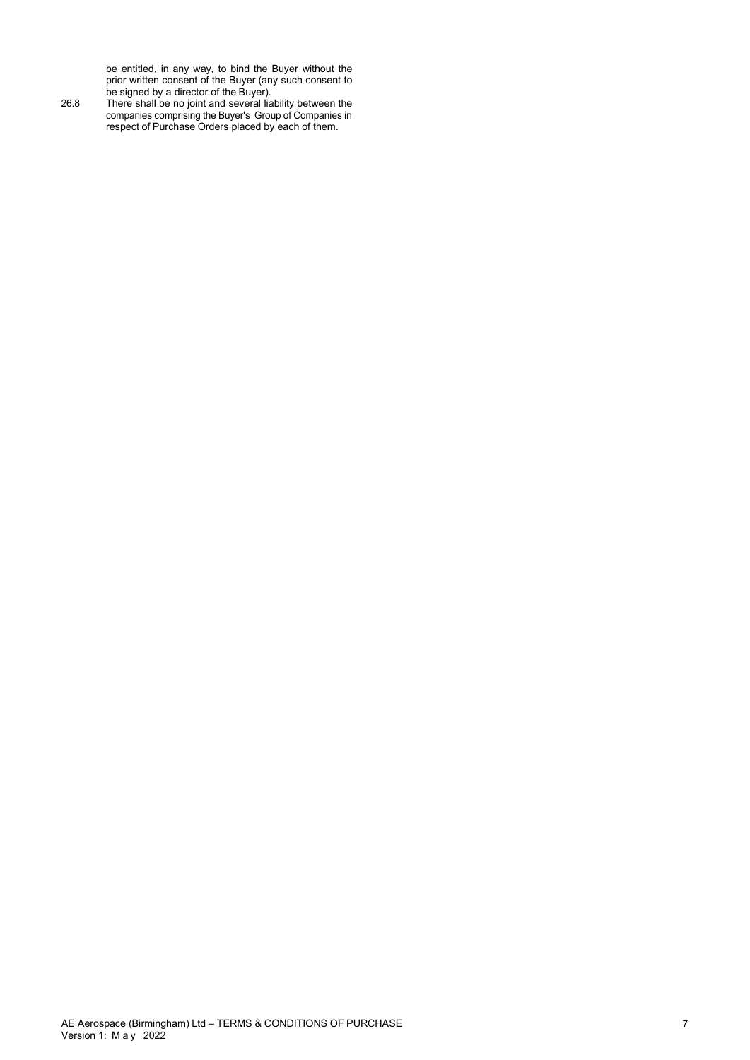be entitled, in any way, to bind the Buyer without the prior written consent of the Buyer (any such consent to be signed by a director of the Buyer).

26.8 There shall be no joint and several liability between the companies comprising the Buyer's Group of Companies in respect of Purchase Orders placed by each of them.